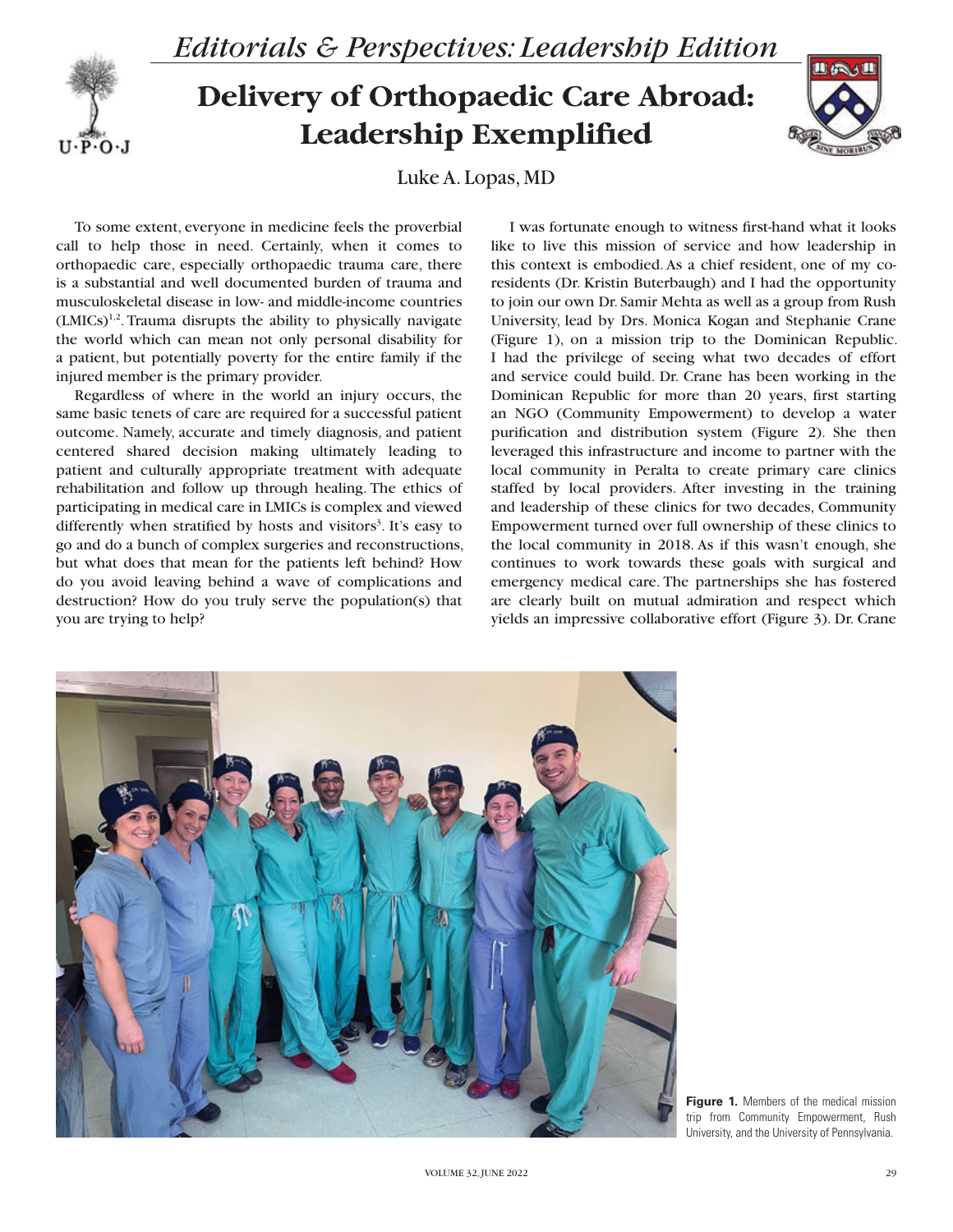*Editorials & Perspectives: Leadership Edition*

# Delivery of Orthopaedic Care Abroad: Leadership Exemplified

Luke A. Lopas, MD

To some extent, everyone in medicine feels the proverbial call to help those in need. Certainly, when it comes to orthopaedic care, especially orthopaedic trauma care, there is a substantial and well documented burden of trauma and musculoskeletal disease in low- and middle-income countries (LMICs)[1,2]. Trauma disrupts the ability to physically navigate the world which can mean not only personal disability for a patient, but potentially poverty for the entire family if the injured member is the primary provider.

Regardless of where in the world an injury occurs, the same basic tenets of care are required for a successful patient outcome. Namely, accurate and timely diagnosis, and patient centered shared decision making ultimately leading to patient and culturally appropriate treatment with adequate rehabilitation and follow up through healing. The ethics of participating in medical care in LMICs is complex and viewed differently when stratified by hosts and visitors[3]. It's easy to go and do a bunch of complex surgeries and reconstructions, but what does that mean for the patients left behind? How do you avoid leaving behind a wave of complications and destruction? How do you truly serve the population(s) that you are trying to help?

I was fortunate enough to witness first-hand what it looks like to live this mission of service and how leadership in this context is embodied. As a chief resident, one of my co-residents (Dr. Kristin Buterbaugh) and I had the opportunity to join our own Dr. Samir Mehta as well as a group from Rush University, lead by Drs. Monica Kogan and Stephanie Crane (Figure 1), on a mission trip to the Dominican Republic. I had the privilege of seeing what two decades of effort and service could build. Dr. Crane has been working in the Dominican Republic for more than 20 years, first starting an NGO (Community Empowerment) to develop a water purification and distribution system (Figure 2). She then leveraged this infrastructure and income to partner with the local community in Peralta to create primary care clinics staffed by local providers. After investing in the training and leadership of these clinics for two decades, Community Empowerment turned over full ownership of these clinics to the local community in 2018. As if this wasn't enough, she continues to work towards these goals with surgical and emergency medical care. The partnerships she has fostered are clearly built on mutual admiration and respect which yields an impressive collaborative effort (Figure 3). Dr. Crane

**Figure 1.** Members of the medical mission trip from Community Empowerment, Rush University, and the University of Pennsylvania.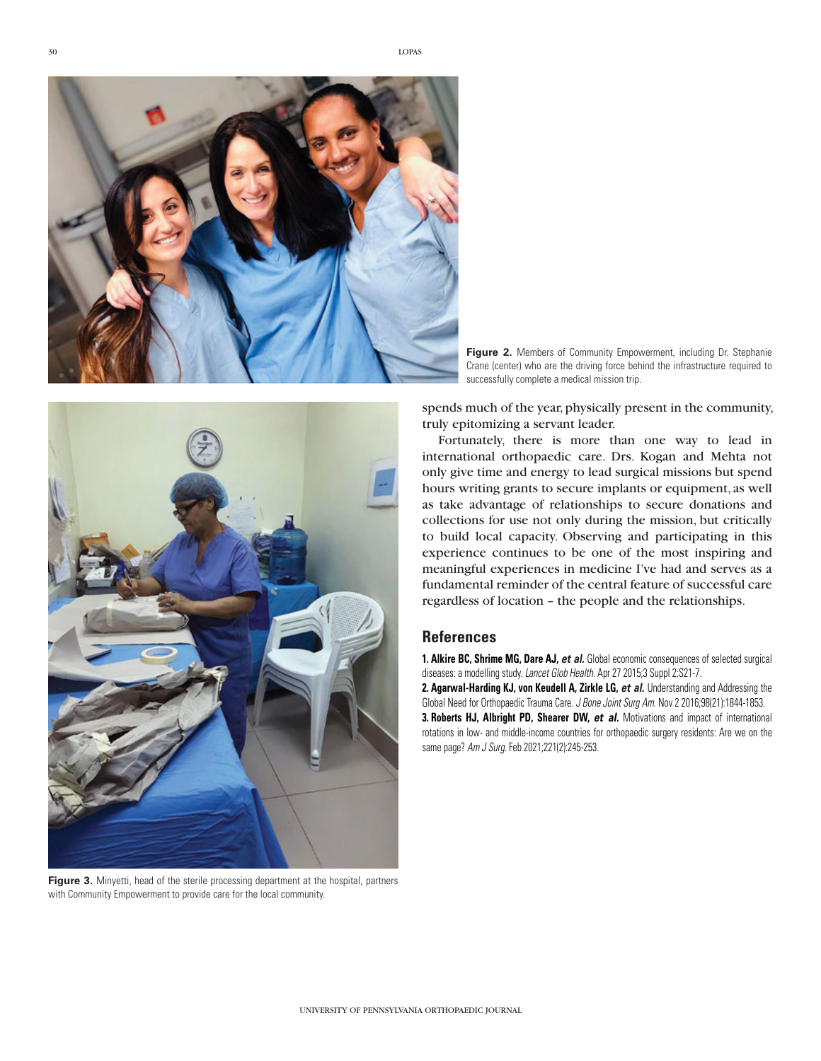**Figure 2.** Members of Community Empowerment, including Dr. Stephanie Crane (center) who are the driving force behind the infrastructure required to successfully complete a medical mission trip.

**Figure 3.** Minyetti, head of the sterile processing department at the hospital, partners with Community Empowerment to provide care for the local community.

spends much of the year, physically present in the community, truly epitomizing a servant leader.

Fortunately, there is more than one way to lead in international orthopaedic care. Drs. Kogan and Mehta not only give time and energy to lead surgical missions but spend hours writing grants to secure implants or equipment, as well as take advantage of relationships to secure donations and collections for use not only during the mission, but critically to build local capacity. Observing and participating in this experience continues to be one of the most inspiring and meaningful experiences in medicine I've had and serves as a fundamental reminder of the central feature of successful care regardless of location – the people and the relationships.

## References

**1. Alkire BC, Shrime MG, Dare AJ, *et al.*** Global economic consequences of selected surgical diseases: a modelling study. *Lancet Glob Health.* Apr 27 2015;3 Suppl 2:S21-7.

**2. Agarwal-Harding KJ, von Keudell A, Zirkle LG, *et al.*** Understanding and Addressing the Global Need for Orthopaedic Trauma Care. *J Bone Joint Surg Am.* Nov 2 2016;98(21):1844-1853.

**3. Roberts HJ, Albright PD, Shearer DW, *et al.*** Motivations and impact of international rotations in low- and middle-income countries for orthopaedic surgery residents: Are we on the same page? *Am J Surg.* Feb 2021;221(2):245-253.